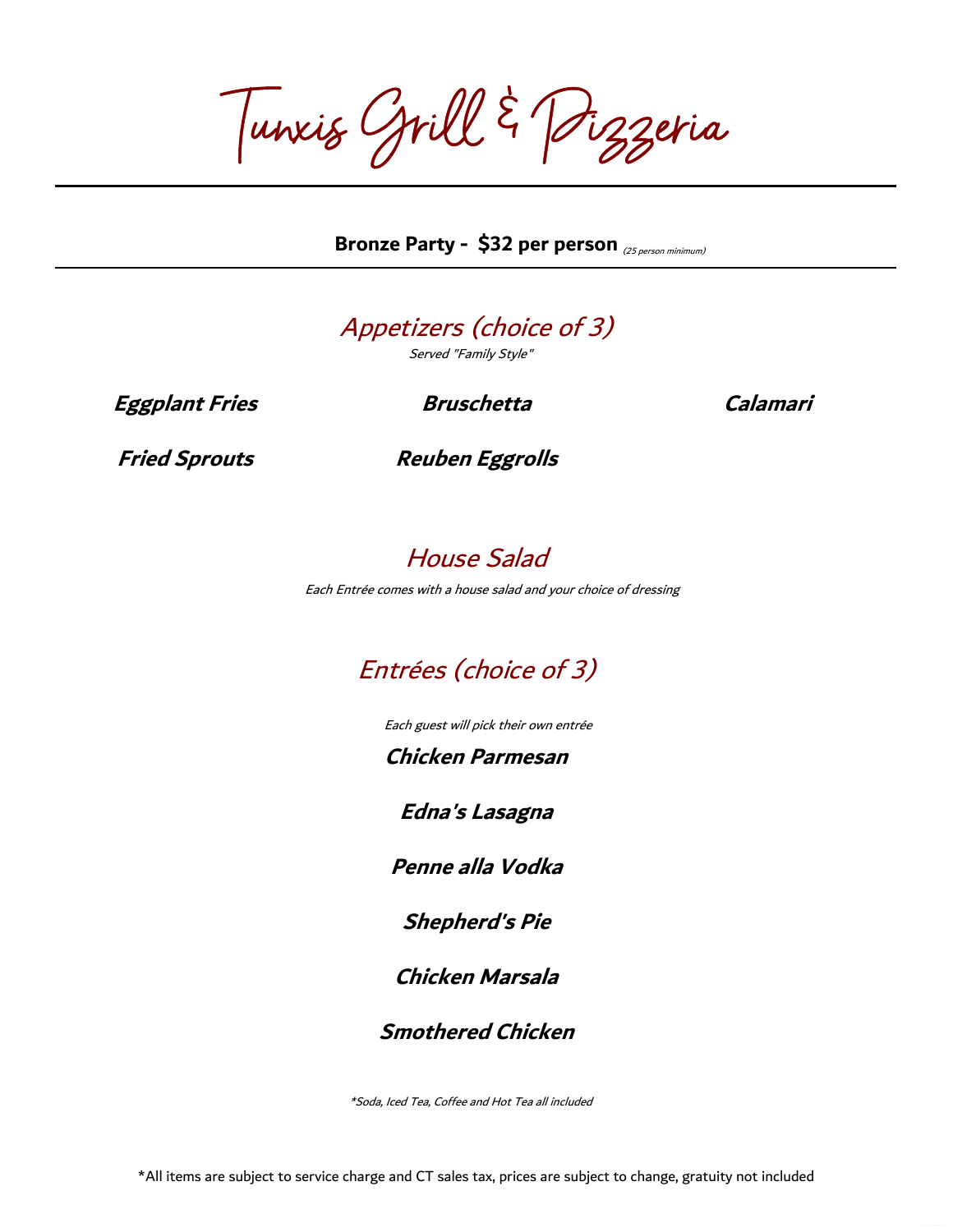# Tunxis Grill & Pizzeria

**Bronze Party - $32 per person** *(25 person minimum)*

## *Appetizers (choice of 3)*

*Served "Family Style"*

***Eggplant Fries***

***Bruschetta***

***Calamari***

***Fried Sprouts***

***Reuben Eggrolls***

## *House Salad*

*Each Entrée comes with a house salad and your choice of dressing*

## *Entrées (choice of 3)*

*Each guest will pick their own entrée*

***Chicken Parmesan***

***Edna's Lasagna***

***Penne alla Vodka***

***Shepherd's Pie***

***Chicken Marsala***

***Smothered Chicken***

**Soda, Iced Tea, Coffee and Hot Tea all included*

*All items are subject to service charge and CT sales tax, prices are subject to change, gratuity not included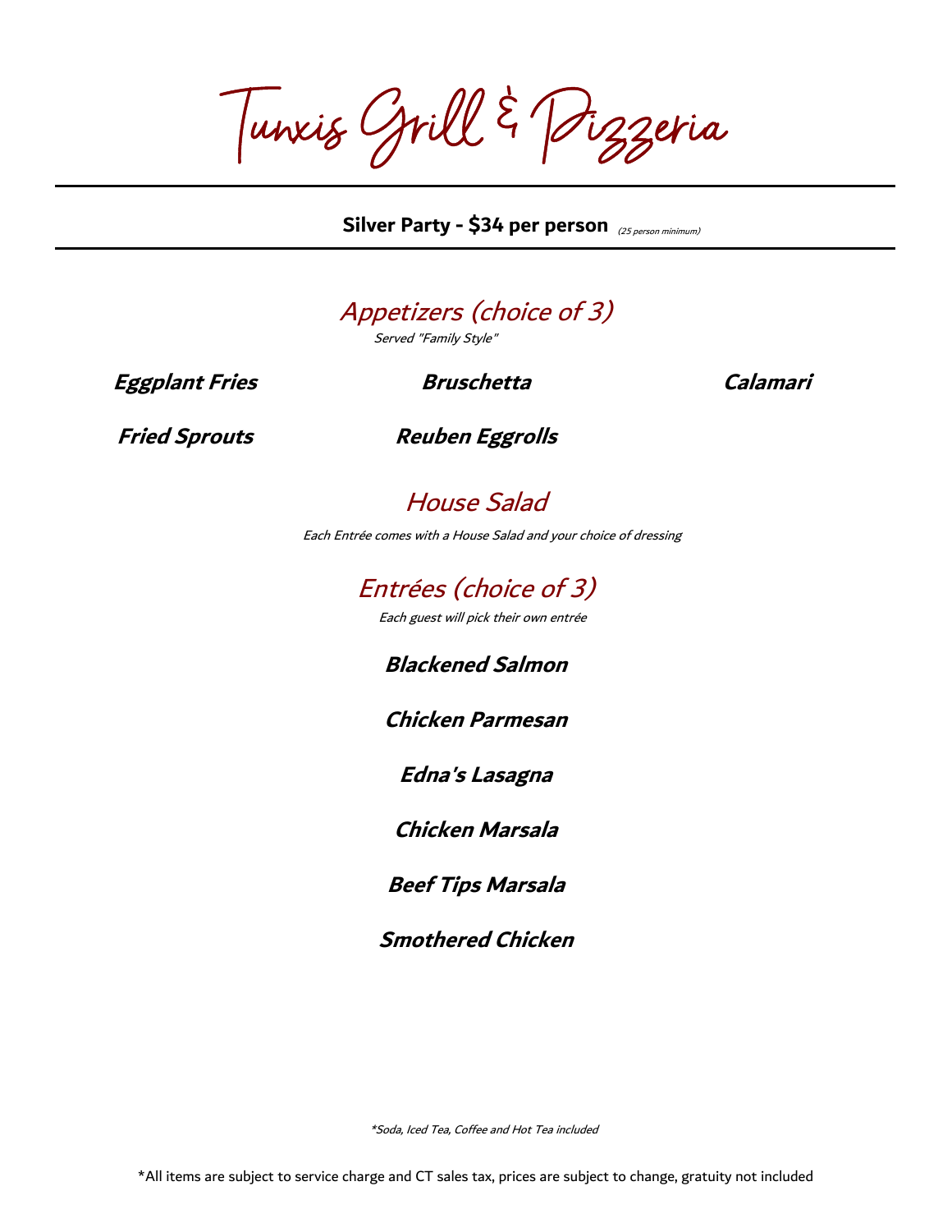# Tunxis Grill & Pizzeria

**Silver Party - $34 per person** *(25 person minimum)*

## *Appetizers (choice of 3)*

*Served "Family Style"*

***Eggplant Fries***

***Bruschetta***

***Calamari***

***Fried Sprouts***

***Reuben Eggrolls***

## *House Salad*

*Each Entrée comes with a House Salad and your choice of dressing*

## *Entrées (choice of 3)*

*Each guest will pick their own entrée*

***Blackened Salmon***

***Chicken Parmesan***

***Edna's Lasagna***

***Chicken Marsala***

***Beef Tips Marsala***

***Smothered Chicken***

**Soda, Iced Tea, Coffee and Hot Tea included*

*All items are subject to service charge and CT sales tax, prices are subject to change, gratuity not included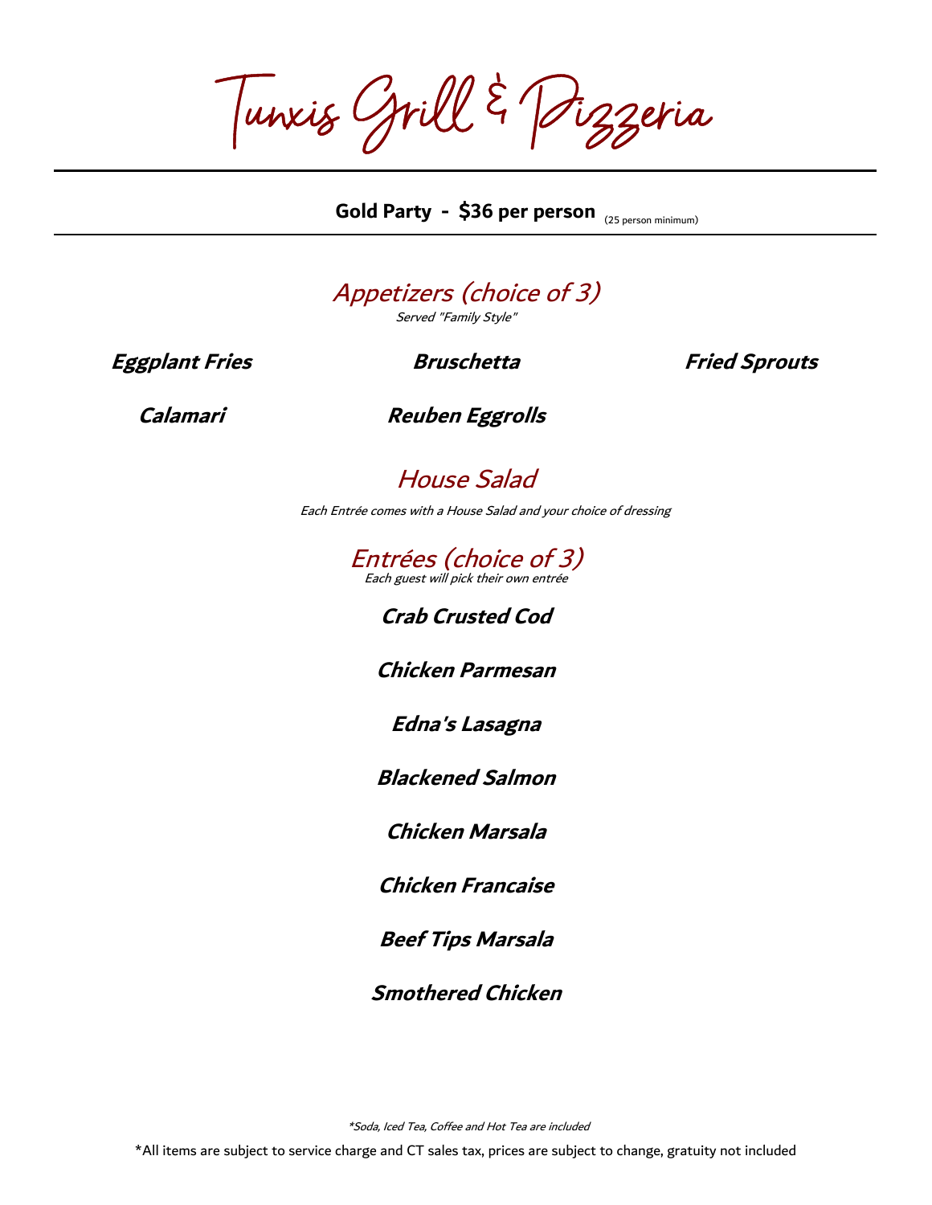# Tunxis Grill & Pizzeria

**Gold Party - $36 per person** (25 person minimum)

## *Appetizers (choice of 3)*

*Served "Family Style"*

***Eggplant Fries***

***Bruschetta***

***Fried Sprouts***

***Calamari***

***Reuben Eggrolls***

## *House Salad*

*Each Entrée comes with a House Salad and your choice of dressing*

## *Entrées (choice of 3)*

*Each guest will pick their own entrée*

***Crab Crusted Cod***

***Chicken Parmesan***

***Edna's Lasagna***

***Blackened Salmon***

***Chicken Marsala***

***Chicken Francaise***

***Beef Tips Marsala***

***Smothered Chicken***

*\*Soda, Iced Tea, Coffee and Hot Tea are included*

*All items are subject to service charge and CT sales tax, prices are subject to change, gratuity not included